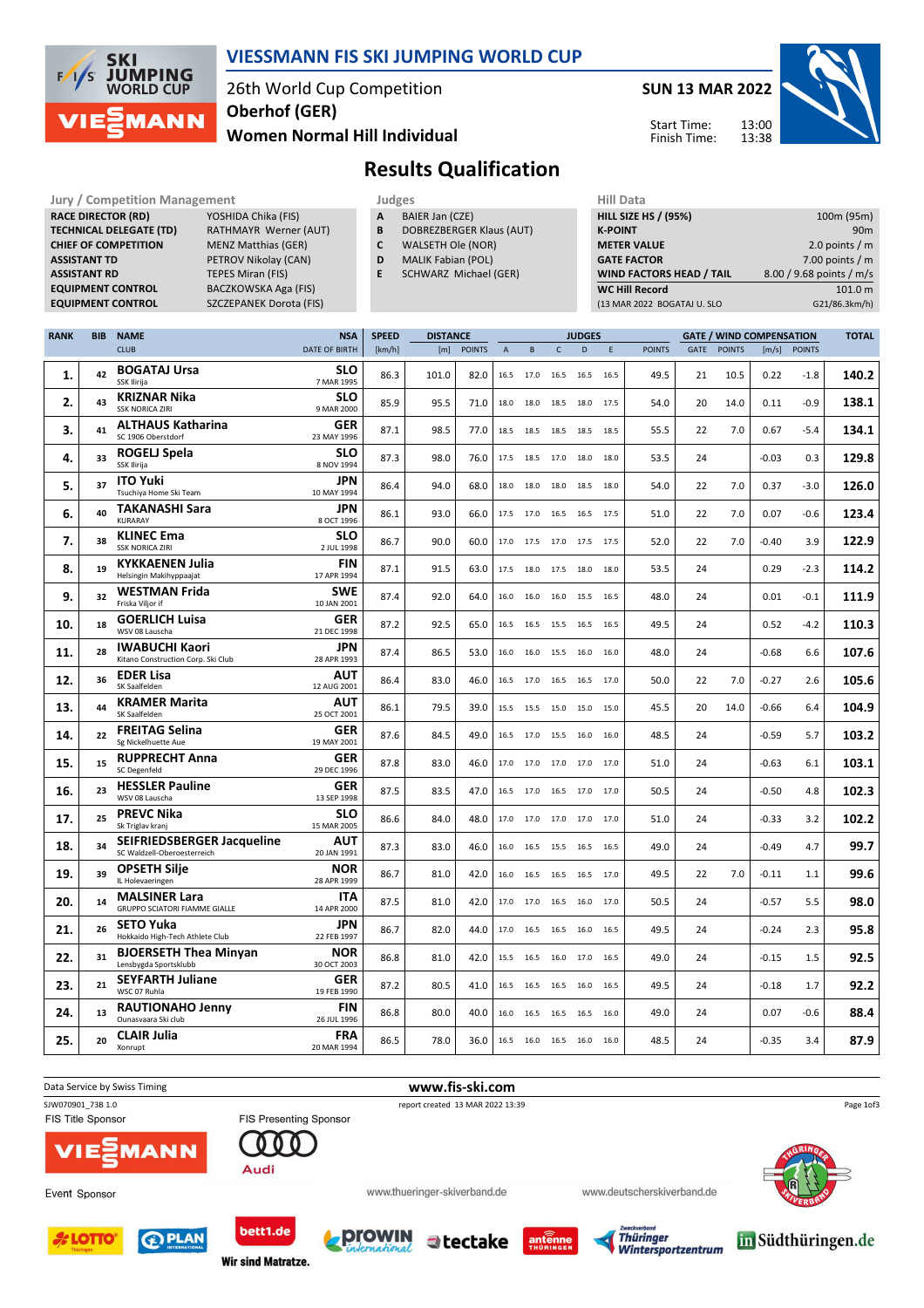# VIESSMANN FIS SKI JUMPING WORLD CUP

26th World Cup Competition
Oberhof (GER)
Women Normal Hill Individual

SUN 13 MAR 2022

Start Time: 13:00
Finish Time: 13:38

## Results Qualification

| Jury / Competition Management | |
|---|---|
| RACE DIRECTOR (RD) | YOSHIDA Chika (FIS) |
| TECHNICAL DELEGATE (TD) | RATHMAYR Werner (AUT) |
| CHIEF OF COMPETITION | MENZ Matthias (GER) |
| ASSISTANT TD | PETROV Nikolay (CAN) |
| ASSISTANT RD | TEPES Miran (FIS) |
| EQUIPMENT CONTROL | BACZKOWSKA Aga (FIS) |
| EQUIPMENT CONTROL | SZCZEPANEK Dorota (FIS) |

| Judges | |
|---|---|
| A | BAIER Jan (CZE) |
| B | DOBREZBERGER Klaus (AUT) |
| C | WALSETH Ole (NOR) |
| D | MALIK Fabian (POL) |
| E | SCHWARZ Michael (GER) |

| Hill Data | |
|---|---|
| HILL SIZE HS / (95%) | 100m (95m) |
| K-POINT | 90m |
| METER VALUE | 2.0 points / m |
| GATE FACTOR | 7.00 points / m |
| WIND FACTORS HEAD / TAIL | 8.00 / 9.68 points / m/s |
| WC Hill Record | 101.0 m |
| (13 MAR 2022 BOGATAJ U. SLO | G21/86.3km/h) |

| RANK | BIB | NAME / CLUB | NSA / DATE OF BIRTH | SPEED [km/h] | DISTANCE [m] | DISTANCE POINTS | A | B | C | D | E | JUDGES POINTS | GATE | GATE POINTS | WIND [m/s] | WIND POINTS | TOTAL |
|---|---|---|---|---|---|---|---|---|---|---|---|---|---|---|---|---|---|
| 1. | 42 | BOGATAJ Ursa / SSK Ilirija | SLO / 7 MAR 1995 | 86.3 | 101.0 | 82.0 | 16.5 | 17.0 | 16.5 | 16.5 | 16.5 | 49.5 | 21 | 10.5 | 0.22 | -1.8 | 140.2 |
| 2. | 43 | KRIZNAR Nika / SSK NORICA ZIRI | SLO / 9 MAR 2000 | 85.9 | 95.5 | 71.0 | 18.0 | 18.0 | 18.5 | 18.0 | 17.5 | 54.0 | 20 | 14.0 | 0.11 | -0.9 | 138.1 |
| 3. | 41 | ALTHAUS Katharina / SC 1906 Oberstdorf | GER / 23 MAY 1996 | 87.1 | 98.5 | 77.0 | 18.5 | 18.5 | 18.5 | 18.5 | 18.5 | 55.5 | 22 | 7.0 | 0.67 | -5.4 | 134.1 |
| 4. | 33 | ROGELJ Spela / SSK Ilirija | SLO / 8 NOV 1994 | 87.3 | 98.0 | 76.0 | 17.5 | 18.5 | 17.0 | 18.0 | 18.0 | 53.5 | 24 | | -0.03 | 0.3 | 129.8 |
| 5. | 37 | ITO Yuki / Tsuchiya Home Ski Team | JPN / 10 MAY 1994 | 86.4 | 94.0 | 68.0 | 18.0 | 18.0 | 18.0 | 18.5 | 18.0 | 54.0 | 22 | 7.0 | 0.37 | -3.0 | 126.0 |
| 6. | 40 | TAKANASHI Sara / KURARAY | JPN / 8 OCT 1996 | 86.1 | 93.0 | 66.0 | 17.5 | 17.0 | 16.5 | 16.5 | 17.5 | 51.0 | 22 | 7.0 | 0.07 | -0.6 | 123.4 |
| 7. | 38 | KLINEC Ema / SSK NORICA ZIRI | SLO / 2 JUL 1998 | 86.7 | 90.0 | 60.0 | 17.0 | 17.5 | 17.0 | 17.5 | 17.5 | 52.0 | 22 | 7.0 | -0.40 | 3.9 | 122.9 |
| 8. | 19 | KYKKAENEN Julia / Helsingin Makihyppaajat | FIN / 17 APR 1994 | 87.1 | 91.5 | 63.0 | 17.5 | 18.0 | 17.5 | 18.0 | 18.0 | 53.5 | 24 | | 0.29 | -2.3 | 114.2 |
| 9. | 32 | WESTMAN Frida / Friska Viljor if | SWE / 10 JAN 2001 | 87.4 | 92.0 | 64.0 | 16.0 | 16.0 | 16.0 | 15.5 | 16.5 | 48.0 | 24 | | 0.01 | -0.1 | 111.9 |
| 10. | 18 | GOERLICH Luisa / WSV 08 Lauscha | GER / 21 DEC 1998 | 87.2 | 92.5 | 65.0 | 16.5 | 16.5 | 15.5 | 16.5 | 16.5 | 49.5 | 24 | | 0.52 | -4.2 | 110.3 |
| 11. | 28 | IWABUCHI Kaori / Kitano Construction Corp. Ski Club | JPN / 28 APR 1993 | 87.4 | 86.5 | 53.0 | 16.0 | 16.0 | 15.5 | 16.0 | 16.0 | 48.0 | 24 | | -0.68 | 6.6 | 107.6 |
| 12. | 36 | EDER Lisa / SK Saalfelden | AUT / 12 AUG 2001 | 86.4 | 83.0 | 46.0 | 16.5 | 17.0 | 16.5 | 16.5 | 17.0 | 50.0 | 22 | 7.0 | -0.27 | 2.6 | 105.6 |
| 13. | 44 | KRAMER Marita / SK Saalfelden | AUT / 25 OCT 2001 | 86.1 | 79.5 | 39.0 | 15.5 | 15.5 | 15.0 | 15.0 | 15.0 | 45.5 | 20 | 14.0 | -0.66 | 6.4 | 104.9 |
| 14. | 22 | FREITAG Selina / Sg Nickelhuette Aue | GER / 19 MAY 2001 | 87.6 | 84.5 | 49.0 | 16.5 | 17.0 | 15.5 | 16.0 | 16.0 | 48.5 | 24 | | -0.59 | 5.7 | 103.2 |
| 15. | 15 | RUPPRECHT Anna / SC Degenfeld | GER / 29 DEC 1996 | 87.8 | 83.0 | 46.0 | 17.0 | 17.0 | 17.0 | 17.0 | 17.0 | 51.0 | 24 | | -0.63 | 6.1 | 103.1 |
| 16. | 23 | HESSLER Pauline / WSV 08 Lauscha | GER / 13 SEP 1998 | 87.5 | 83.5 | 47.0 | 16.5 | 17.0 | 16.5 | 17.0 | 17.0 | 50.5 | 24 | | -0.50 | 4.8 | 102.3 |
| 17. | 25 | PREVC Nika / Sk Triglav kranj | SLO / 15 MAR 2005 | 86.6 | 84.0 | 48.0 | 17.0 | 17.0 | 17.0 | 17.0 | 17.0 | 51.0 | 24 | | -0.33 | 3.2 | 102.2 |
| 18. | 34 | SEIFRIEDSBERGER Jacqueline / SC Waldzell-Oberoesterreich | AUT / 20 JAN 1991 | 87.3 | 83.0 | 46.0 | 16.0 | 16.5 | 15.5 | 16.5 | 16.5 | 49.0 | 24 | | -0.49 | 4.7 | 99.7 |
| 19. | 39 | OPSETH Silje / IL Holevaeringen | NOR / 28 APR 1999 | 86.7 | 81.0 | 42.0 | 16.0 | 16.5 | 16.5 | 16.5 | 17.0 | 49.5 | 22 | 7.0 | -0.11 | 1.1 | 99.6 |
| 20. | 14 | MALSINER Lara / GRUPPO SCIATORI FIAMME GIALLE | ITA / 14 APR 2000 | 87.5 | 81.0 | 42.0 | 17.0 | 17.0 | 16.5 | 16.0 | 17.0 | 50.5 | 24 | | -0.57 | 5.5 | 98.0 |
| 21. | 26 | SETO Yuka / Hokkaido High-Tech Athlete Club | JPN / 22 FEB 1997 | 86.7 | 82.0 | 44.0 | 17.0 | 16.5 | 16.5 | 16.0 | 16.5 | 49.5 | 24 | | -0.24 | 2.3 | 95.8 |
| 22. | 31 | BJOERSETH Thea Minyan / Lensbygda Sportsklubb | NOR / 30 OCT 2003 | 86.8 | 81.0 | 42.0 | 15.5 | 16.5 | 16.0 | 17.0 | 16.5 | 49.0 | 24 | | -0.15 | 1.5 | 92.5 |
| 23. | 21 | SEYFARTH Juliane / WSC 07 Ruhla | GER / 19 FEB 1990 | 87.2 | 80.5 | 41.0 | 16.5 | 16.5 | 16.5 | 16.0 | 16.5 | 49.5 | 24 | | -0.18 | 1.7 | 92.2 |
| 24. | 13 | RAUTIONAHO Jenny / Ounasvaara Ski club | FIN / 26 JUL 1996 | 86.8 | 80.0 | 40.0 | 16.0 | 16.5 | 16.5 | 16.5 | 16.0 | 49.0 | 24 | | 0.07 | -0.6 | 88.4 |
| 25. | 20 | CLAIR Julia / Xonrupt | FRA / 20 MAR 1994 | 86.5 | 78.0 | 36.0 | 16.5 | 16.0 | 16.5 | 16.0 | 16.0 | 48.5 | 24 | | -0.35 | 3.4 | 87.9 |

Data Service by Swiss Timing
www.fis-ski.com
SJW070901_73B 1.0
report created 13 MAR 2022 13:39

FIS Title Sponsor: VIESSMANN
FIS Presenting Sponsor: Audi
Event Sponsor

www.thueringer-skiverband.de
www.deutscherskiverband.de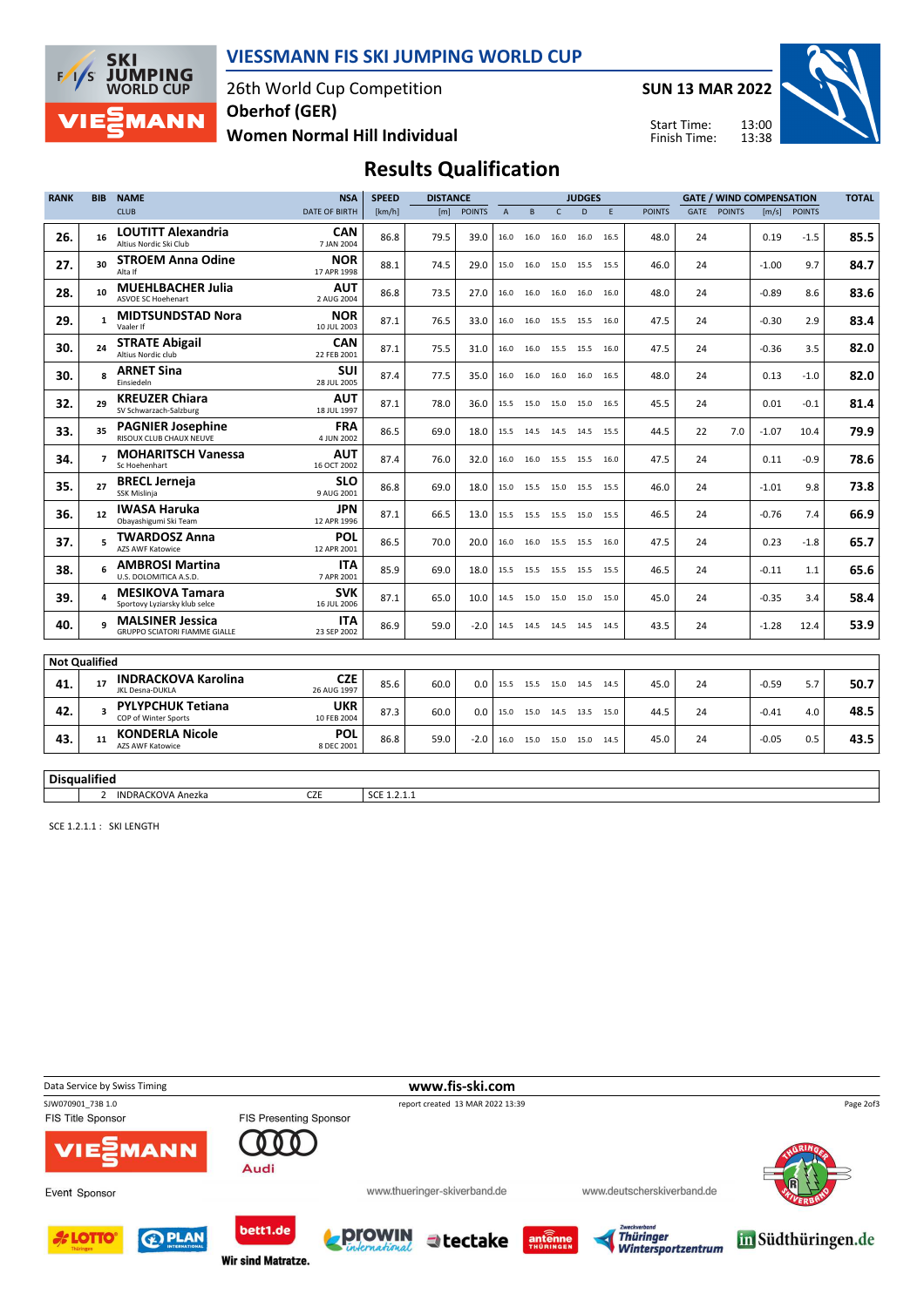# VIESSMANN FIS SKI JUMPING WORLD CUP

26th World Cup Competition
**Oberhof (GER)**
**Women Normal Hill Individual**

**SUN 13 MAR 2022**

Start Time: 13:00
Finish Time: 13:38

## Results Qualification

| RANK | BIB | NAME / CLUB | NSA / DATE OF BIRTH | SPEED [km/h] | DISTANCE [m] | DISTANCE POINTS | A | B | C | D | E | JUDGES POINTS | GATE | GATE POINTS | WIND [m/s] | WIND POINTS | TOTAL |
|---|---|---|---|---|---|---|---|---|---|---|---|---|---|---|---|---|---|
| 26. | 16 | **LOUTITT Alexandria** Altius Nordic Ski Club | **CAN** 7 JAN 2004 | 86.8 | 79.5 | 39.0 | 16.0 | 16.0 | 16.0 | 16.0 | 16.5 | 48.0 | 24 | | 0.19 | -1.5 | **85.5** |
| 27. | 30 | **STROEM Anna Odine** Alta If | **NOR** 17 APR 1998 | 88.1 | 74.5 | 29.0 | 15.0 | 16.0 | 15.0 | 15.5 | 15.5 | 46.0 | 24 | | -1.00 | 9.7 | **84.7** |
| 28. | 10 | **MUEHLBACHER Julia** ASVOE SC Hoehenart | **AUT** 2 AUG 2004 | 86.8 | 73.5 | 27.0 | 16.0 | 16.0 | 16.0 | 16.0 | 16.0 | 48.0 | 24 | | -0.89 | 8.6 | **83.6** |
| 29. | 1 | **MIDTSUNDSTAD Nora** Vaaler If | **NOR** 10 JUL 2003 | 87.1 | 76.5 | 33.0 | 16.0 | 16.0 | 15.5 | 15.5 | 16.0 | 47.5 | 24 | | -0.30 | 2.9 | **83.4** |
| 30. | 24 | **STRATE Abigail** Altius Nordic club | **CAN** 22 FEB 2001 | 87.1 | 75.5 | 31.0 | 16.0 | 16.0 | 15.5 | 15.5 | 16.0 | 47.5 | 24 | | -0.36 | 3.5 | **82.0** |
| 30. | 8 | **ARNET Sina** Einsiedeln | **SUI** 28 JUL 2005 | 87.4 | 77.5 | 35.0 | 16.0 | 16.0 | 16.0 | 16.0 | 16.5 | 48.0 | 24 | | 0.13 | -1.0 | **82.0** |
| 32. | 29 | **KREUZER Chiara** SV Schwarzach-Salzburg | **AUT** 18 JUL 1997 | 87.1 | 78.0 | 36.0 | 15.5 | 15.0 | 15.0 | 15.0 | 16.5 | 45.5 | 24 | | 0.01 | -0.1 | **81.4** |
| 33. | 35 | **PAGNIER Josephine** RISOUX CLUB CHAUX NEUVE | **FRA** 4 JUN 2002 | 86.5 | 69.0 | 18.0 | 15.5 | 14.5 | 14.5 | 14.5 | 15.5 | 44.5 | 22 | 7.0 | -1.07 | 10.4 | **79.9** |
| 34. | 7 | **MOHARITSCH Vanessa** Sc Hoehenhart | **AUT** 16 OCT 2002 | 87.4 | 76.0 | 32.0 | 16.0 | 16.0 | 15.5 | 15.5 | 16.0 | 47.5 | 24 | | 0.11 | -0.9 | **78.6** |
| 35. | 27 | **BRECL Jerneja** SSK Mislinja | **SLO** 9 AUG 2001 | 86.8 | 69.0 | 18.0 | 15.0 | 15.5 | 15.0 | 15.5 | 15.5 | 46.0 | 24 | | -1.01 | 9.8 | **73.8** |
| 36. | 12 | **IWASA Haruka** Obayashigumi Ski Team | **JPN** 12 APR 1996 | 87.1 | 66.5 | 13.0 | 15.5 | 15.5 | 15.5 | 15.0 | 15.5 | 46.5 | 24 | | -0.76 | 7.4 | **66.9** |
| 37. | 5 | **TWARDOSZ Anna** AZS AWF Katowice | **POL** 12 APR 2001 | 86.5 | 70.0 | 20.0 | 16.0 | 16.0 | 15.5 | 15.5 | 16.0 | 47.5 | 24 | | 0.23 | -1.8 | **65.7** |
| 38. | 6 | **AMBROSI Martina** U.S. DOLOMITICA A.S.D. | **ITA** 7 APR 2001 | 85.9 | 69.0 | 18.0 | 15.5 | 15.5 | 15.5 | 15.5 | 15.5 | 46.5 | 24 | | -0.11 | 1.1 | **65.6** |
| 39. | 4 | **MESIKOVA Tamara** Sportovy Lyziarsky klub selce | **SVK** 16 JUL 2006 | 87.1 | 65.0 | 10.0 | 14.5 | 15.0 | 15.0 | 15.0 | 15.0 | 45.0 | 24 | | -0.35 | 3.4 | **58.4** |
| 40. | 9 | **MALSINER Jessica** GRUPPO SCIATORI FIAMME GIALLE | **ITA** 23 SEP 2002 | 86.9 | 59.0 | -2.0 | 14.5 | 14.5 | 14.5 | 14.5 | 14.5 | 43.5 | 24 | | -1.28 | 12.4 | **53.9** |

**Not Qualified**

| RANK | BIB | NAME / CLUB | NSA / DATE OF BIRTH | SPEED [km/h] | DISTANCE [m] | DISTANCE POINTS | A | B | C | D | E | JUDGES POINTS | GATE | GATE POINTS | WIND [m/s] | WIND POINTS | TOTAL |
|---|---|---|---|---|---|---|---|---|---|---|---|---|---|---|---|---|---|
| 41. | 17 | **INDRACKOVA Karolina** JKL Desna-DUKLA | **CZE** 26 AUG 1997 | 85.6 | 60.0 | 0.0 | 15.5 | 15.5 | 15.0 | 14.5 | 14.5 | 45.0 | 24 | | -0.59 | 5.7 | **50.7** |
| 42. | 3 | **PYLYPCHUK Tetiana** COP of Winter Sports | **UKR** 10 FEB 2004 | 87.3 | 60.0 | 0.0 | 15.0 | 15.0 | 14.5 | 13.5 | 15.0 | 44.5 | 24 | | -0.41 | 4.0 | **48.5** |
| 43. | 11 | **KONDERLA Nicole** AZS AWF Katowice | **POL** 8 DEC 2001 | 86.8 | 59.0 | -2.0 | 16.0 | 15.0 | 15.0 | 15.0 | 14.5 | 45.0 | 24 | | -0.05 | 0.5 | **43.5** |

**Disqualified**

| BIB | NAME | NSA | REASON |
|---|---|---|---|
| 2 | INDRACKOVA Anezka | CZE | SCE 1.2.1.1 |

SCE 1.2.1.1 : SKI LENGTH

Data Service by Swiss Timing — www.fis-ski.com

SJW070901_73B 1.0 — report created 13 MAR 2022 13:39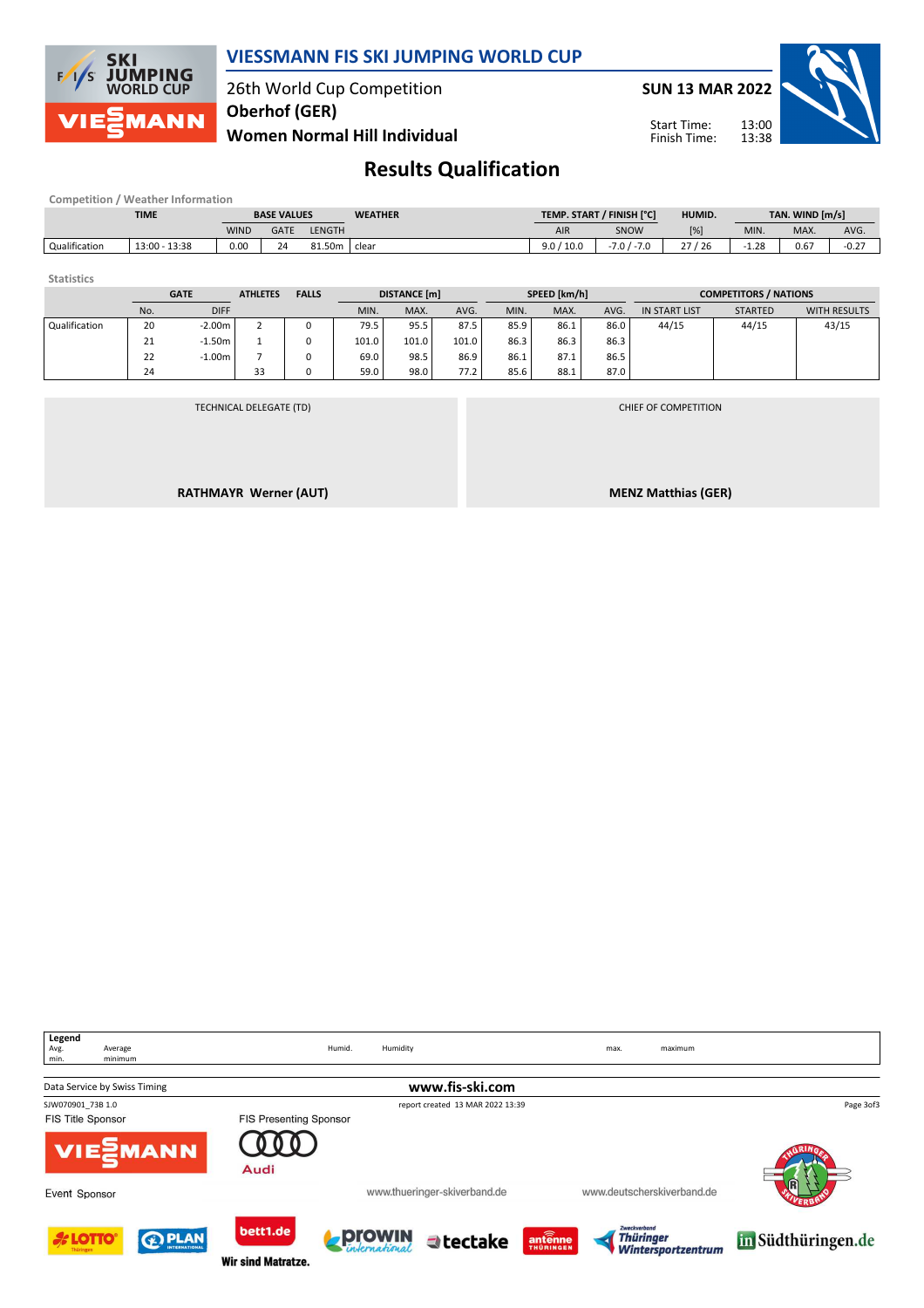# VIESSMANN FIS SKI JUMPING WORLD CUP

26th World Cup Competition
**Oberhof (GER)**
**Women Normal Hill Individual**

**SUN 13 MAR 2022**

Start Time: 13:00
Finish Time: 13:38

## Results Qualification

Competition / Weather Information

| | TIME | BASE VALUES | | | WEATHER | TEMP. START / FINISH [°C] | | HUMID. | TAN. WIND [m/s] | | |
|---|---|---|---|---|---|---|---|---|---|---|---|
| | | WIND | GATE | LENGTH | | AIR | SNOW | [%] | MIN. | MAX. | AVG. |
| Qualification | 13:00 - 13:38 | 0.00 | 24 | 81.50m | clear | 9.0 / 10.0 | -7.0 / -7.0 | 27 / 26 | -1.28 | 0.67 | -0.27 |

Statistics

| | GATE | | ATHLETES | FALLS | DISTANCE [m] | | | SPEED [km/h] | | | COMPETITORS / NATIONS | | |
|---|---|---|---|---|---|---|---|---|---|---|---|---|---|
| | No. | DIFF | | | MIN. | MAX. | AVG. | MIN. | MAX. | AVG. | IN START LIST | STARTED | WITH RESULTS |
| Qualification | 20 | -2.00m | 2 | 0 | 79.5 | 95.5 | 87.5 | 85.9 | 86.1 | 86.0 | 44/15 | 44/15 | 43/15 |
| | 21 | -1.50m | 1 | 0 | 101.0 | 101.0 | 101.0 | 86.3 | 86.3 | 86.3 | | | |
| | 22 | -1.00m | 7 | 0 | 69.0 | 98.5 | 86.9 | 86.1 | 87.1 | 86.5 | | | |
| | 24 | | 33 | 0 | 59.0 | 98.0 | 77.2 | 85.6 | 88.1 | 87.0 | | | |

| TECHNICAL DELEGATE (TD) | CHIEF OF COMPETITION |
|---|---|
| **RATHMAYR Werner (AUT)** | **MENZ Matthias (GER)** |

Legend
Avg. Average
min. minimum
Humid. Humidity
max. maximum

Data Service by Swiss Timing
www.fis-ski.com
SJW070901_73B 1.0
report created 13 MAR 2022 13:39

FIS Title Sponsor
FIS Presenting Sponsor
Event Sponsor
www.thueringer-skiverband.de
www.deutscherskiverband.de